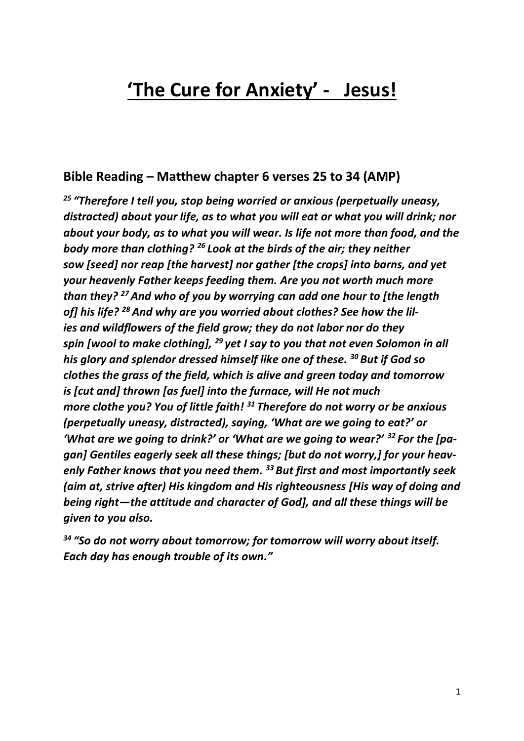# **<u>'The Cure for Anxiety' - Jesus!</u>**

## Bible Reading – Matthew chapter 6 verses 25 to 34 (AMP)

***[25] "Therefore I tell you, stop being worried or anxious (perpetually uneasy, distracted) about your life, as to what you will eat or what you will drink; nor about your body, as to what you will wear. Is life not more than food, and the body more than clothing? [26] Look at the birds of the air; they neither sow [seed] nor reap [the harvest] nor gather [the crops] into barns, and yet your heavenly Father keeps feeding them. Are you not worth much more than they? [27] And who of you by worrying can add one hour to [the length of] his life? [28] And why are you worried about clothes? See how the lilies and wildflowers of the field grow; they do not labor nor do they spin [wool to make clothing], [29] yet I say to you that not even Solomon in all his glory and splendor dressed himself like one of these. [30] But if God so clothes the grass of the field, which is alive and green today and tomorrow is [cut and] thrown [as fuel] into the furnace, will He not much more clothe you? You of little faith! [31] Therefore do not worry or be anxious (perpetually uneasy, distracted), saying, 'What are we going to eat?' or 'What are we going to drink?' or 'What are we going to wear?' [32] For the [pagan] Gentiles eagerly seek all these things; [but do not worry,] for your heavenly Father knows that you need them. [33] But first and most importantly seek (aim at, strive after) His kingdom and His righteousness [His way of doing and being right—the attitude and character of God], and all these things will be given to you also.***

***[34] "So do not worry about tomorrow; for tomorrow will worry about itself. Each day has enough trouble of its own."***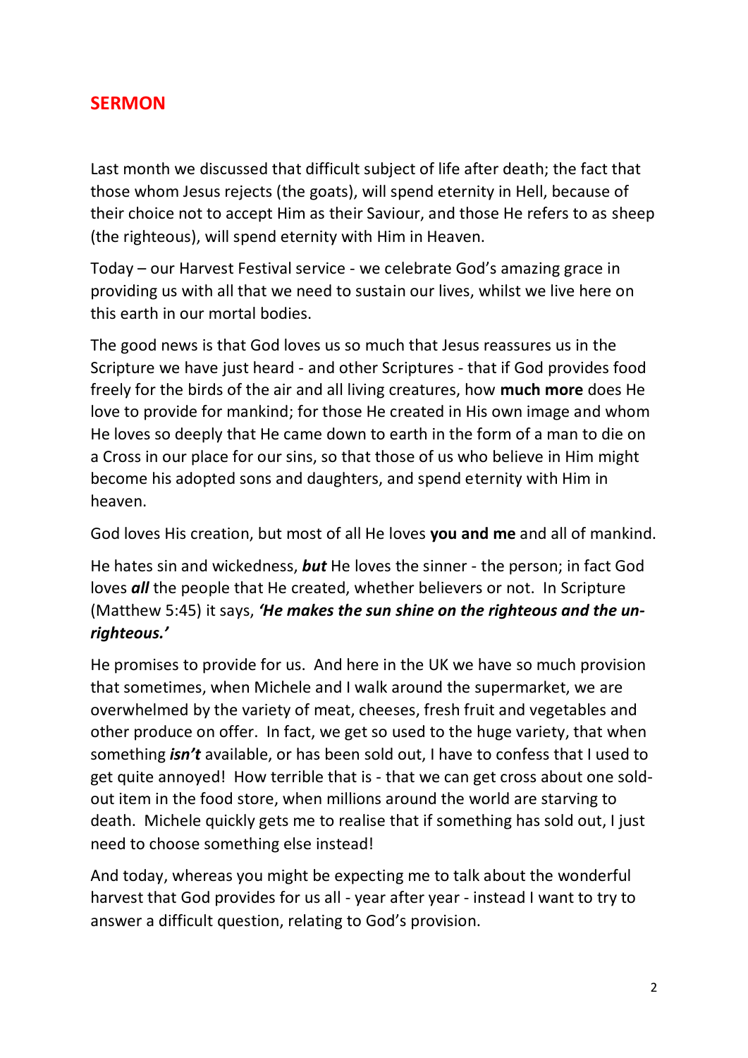## SERMON

Last month we discussed that difficult subject of life after death; the fact that those whom Jesus rejects (the goats), will spend eternity in Hell, because of their choice not to accept Him as their Saviour, and those He refers to as sheep (the righteous), will spend eternity with Him in Heaven.

Today – our Harvest Festival service - we celebrate God's amazing grace in providing us with all that we need to sustain our lives, whilst we live here on this earth in our mortal bodies.

The good news is that God loves us so much that Jesus reassures us in the Scripture we have just heard - and other Scriptures - that if God provides food freely for the birds of the air and all living creatures, how **much more** does He love to provide for mankind; for those He created in His own image and whom He loves so deeply that He came down to earth in the form of a man to die on a Cross in our place for our sins, so that those of us who believe in Him might become his adopted sons and daughters, and spend eternity with Him in heaven.

God loves His creation, but most of all He loves **you and me** and all of mankind.

He hates sin and wickedness, ***but*** He loves the sinner - the person; in fact God loves ***all*** the people that He created, whether believers or not. In Scripture (Matthew 5:45) it says, ***'He makes the sun shine on the righteous and the un-righteous.'***

He promises to provide for us. And here in the UK we have so much provision that sometimes, when Michele and I walk around the supermarket, we are overwhelmed by the variety of meat, cheeses, fresh fruit and vegetables and other produce on offer. In fact, we get so used to the huge variety, that when something ***isn't*** available, or has been sold out, I have to confess that I used to get quite annoyed! How terrible that is - that we can get cross about one sold-out item in the food store, when millions around the world are starving to death. Michele quickly gets me to realise that if something has sold out, I just need to choose something else instead!

And today, whereas you might be expecting me to talk about the wonderful harvest that God provides for us all - year after year - instead I want to try to answer a difficult question, relating to God's provision.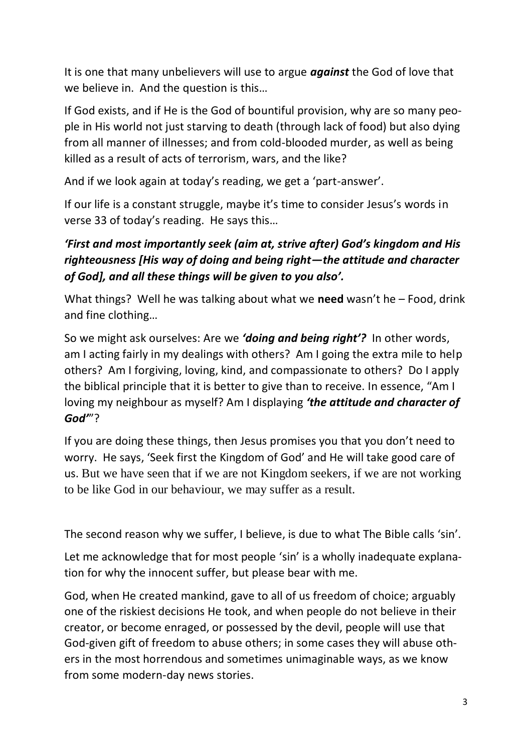It is one that many unbelievers will use to argue ***against*** the God of love that we believe in. And the question is this…

If God exists, and if He is the God of bountiful provision, why are so many people in His world not just starving to death (through lack of food) but also dying from all manner of illnesses; and from cold-blooded murder, as well as being killed as a result of acts of terrorism, wars, and the like?

And if we look again at today's reading, we get a 'part-answer'.

If our life is a constant struggle, maybe it's time to consider Jesus's words in verse 33 of today's reading. He says this…

***'First and most importantly seek (aim at, strive after) God's kingdom and His righteousness [His way of doing and being right—the attitude and character of God], and all these things will be given to you also'.***

What things? Well he was talking about what we **need** wasn't he – Food, drink and fine clothing…

So we might ask ourselves: Are we ***'doing and being right'?*** In other words, am I acting fairly in my dealings with others? Am I going the extra mile to help others? Am I forgiving, loving, kind, and compassionate to others? Do I apply the biblical principle that it is better to give than to receive. In essence, "Am I loving my neighbour as myself? Am I displaying ***'the attitude and character of God'***"?

If you are doing these things, then Jesus promises you that you don't need to worry. He says, 'Seek first the Kingdom of God' and He will take good care of us. But we have seen that if we are not Kingdom seekers, if we are not working to be like God in our behaviour, we may suffer as a result.

The second reason why we suffer, I believe, is due to what The Bible calls 'sin'.

Let me acknowledge that for most people 'sin' is a wholly inadequate explanation for why the innocent suffer, but please bear with me.

God, when He created mankind, gave to all of us freedom of choice; arguably one of the riskiest decisions He took, and when people do not believe in their creator, or become enraged, or possessed by the devil, people will use that God-given gift of freedom to abuse others; in some cases they will abuse others in the most horrendous and sometimes unimaginable ways, as we know from some modern-day news stories.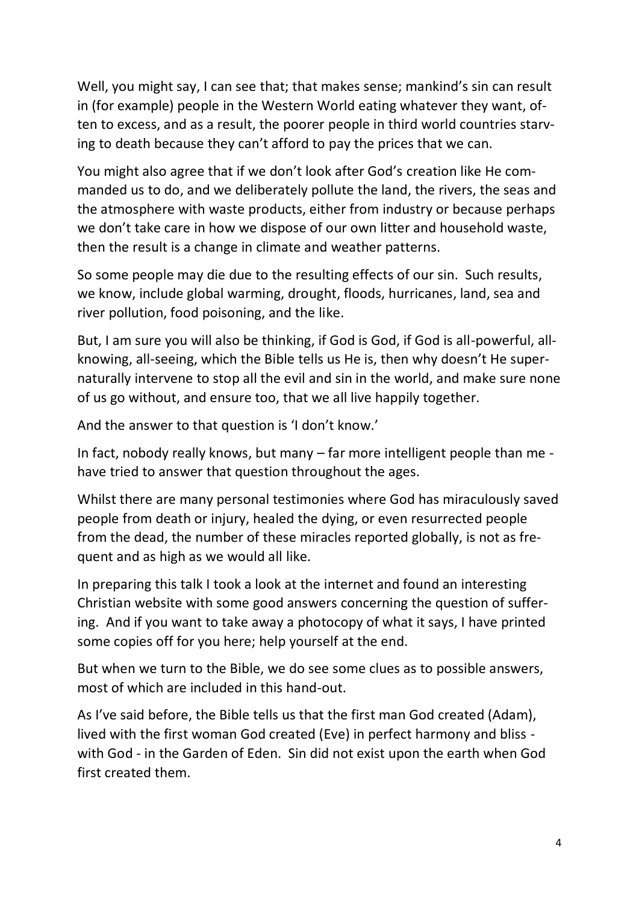Well, you might say, I can see that; that makes sense; mankind's sin can result in (for example) people in the Western World eating whatever they want, often to excess, and as a result, the poorer people in third world countries starving to death because they can't afford to pay the prices that we can.

You might also agree that if we don't look after God's creation like He commanded us to do, and we deliberately pollute the land, the rivers, the seas and the atmosphere with waste products, either from industry or because perhaps we don't take care in how we dispose of our own litter and household waste, then the result is a change in climate and weather patterns.

So some people may die due to the resulting effects of our sin. Such results, we know, include global warming, drought, floods, hurricanes, land, sea and river pollution, food poisoning, and the like.

But, I am sure you will also be thinking, if God is God, if God is all-powerful, all-knowing, all-seeing, which the Bible tells us He is, then why doesn't He supernaturally intervene to stop all the evil and sin in the world, and make sure none of us go without, and ensure too, that we all live happily together.

And the answer to that question is 'I don't know.'

In fact, nobody really knows, but many – far more intelligent people than me - have tried to answer that question throughout the ages.

Whilst there are many personal testimonies where God has miraculously saved people from death or injury, healed the dying, or even resurrected people from the dead, the number of these miracles reported globally, is not as frequent and as high as we would all like.

In preparing this talk I took a look at the internet and found an interesting Christian website with some good answers concerning the question of suffering. And if you want to take away a photocopy of what it says, I have printed some copies off for you here; help yourself at the end.

But when we turn to the Bible, we do see some clues as to possible answers, most of which are included in this hand-out.

As I've said before, the Bible tells us that the first man God created (Adam), lived with the first woman God created (Eve) in perfect harmony and bliss - with God - in the Garden of Eden. Sin did not exist upon the earth when God first created them.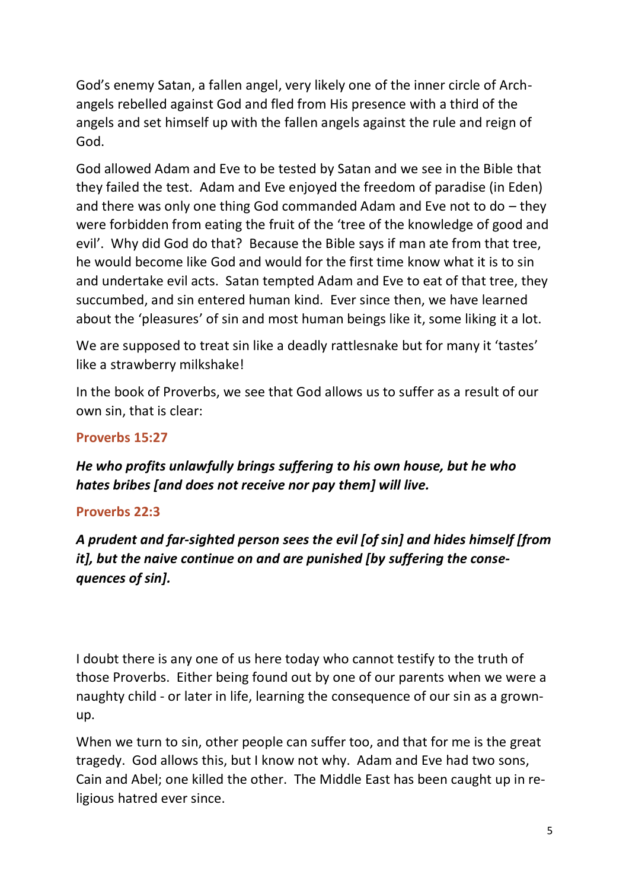God's enemy Satan, a fallen angel, very likely one of the inner circle of Arch-angels rebelled against God and fled from His presence with a third of the angels and set himself up with the fallen angels against the rule and reign of God.

God allowed Adam and Eve to be tested by Satan and we see in the Bible that they failed the test. Adam and Eve enjoyed the freedom of paradise (in Eden) and there was only one thing God commanded Adam and Eve not to do – they were forbidden from eating the fruit of the 'tree of the knowledge of good and evil'. Why did God do that? Because the Bible says if man ate from that tree, he would become like God and would for the first time know what it is to sin and undertake evil acts. Satan tempted Adam and Eve to eat of that tree, they succumbed, and sin entered human kind. Ever since then, we have learned about the 'pleasures' of sin and most human beings like it, some liking it a lot.

We are supposed to treat sin like a deadly rattlesnake but for many it 'tastes' like a strawberry milkshake!

In the book of Proverbs, we see that God allows us to suffer as a result of our own sin, that is clear:

**Proverbs 15:27**

***He who profits unlawfully brings suffering to his own house, but he who hates bribes [and does not receive nor pay them] will live.***

**Proverbs 22:3**

***A prudent and far-sighted person sees the evil [of sin] and hides himself [from it], but the naive continue on and are punished [by suffering the consequences of sin].***

I doubt there is any one of us here today who cannot testify to the truth of those Proverbs. Either being found out by one of our parents when we were a naughty child - or later in life, learning the consequence of our sin as a grown-up.

When we turn to sin, other people can suffer too, and that for me is the great tragedy. God allows this, but I know not why. Adam and Eve had two sons, Cain and Abel; one killed the other. The Middle East has been caught up in religious hatred ever since.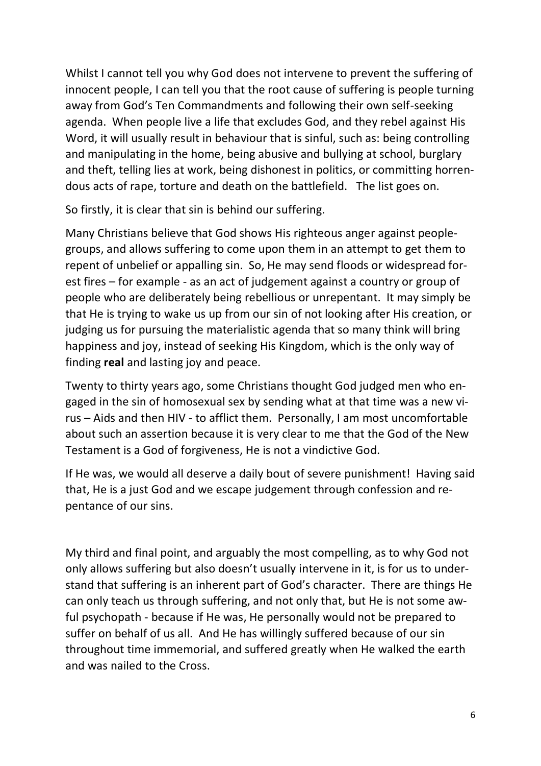Whilst I cannot tell you why God does not intervene to prevent the suffering of innocent people, I can tell you that the root cause of suffering is people turning away from God's Ten Commandments and following their own self-seeking agenda. When people live a life that excludes God, and they rebel against His Word, it will usually result in behaviour that is sinful, such as: being controlling and manipulating in the home, being abusive and bullying at school, burglary and theft, telling lies at work, being dishonest in politics, or committing horrendous acts of rape, torture and death on the battlefield. The list goes on.

So firstly, it is clear that sin is behind our suffering.

Many Christians believe that God shows His righteous anger against people-groups, and allows suffering to come upon them in an attempt to get them to repent of unbelief or appalling sin. So, He may send floods or widespread forest fires – for example - as an act of judgement against a country or group of people who are deliberately being rebellious or unrepentant. It may simply be that He is trying to wake us up from our sin of not looking after His creation, or judging us for pursuing the materialistic agenda that so many think will bring happiness and joy, instead of seeking His Kingdom, which is the only way of finding **real** and lasting joy and peace.

Twenty to thirty years ago, some Christians thought God judged men who engaged in the sin of homosexual sex by sending what at that time was a new virus – Aids and then HIV - to afflict them. Personally, I am most uncomfortable about such an assertion because it is very clear to me that the God of the New Testament is a God of forgiveness, He is not a vindictive God.

If He was, we would all deserve a daily bout of severe punishment! Having said that, He is a just God and we escape judgement through confession and repentance of our sins.

My third and final point, and arguably the most compelling, as to why God not only allows suffering but also doesn't usually intervene in it, is for us to understand that suffering is an inherent part of God's character. There are things He can only teach us through suffering, and not only that, but He is not some awful psychopath - because if He was, He personally would not be prepared to suffer on behalf of us all. And He has willingly suffered because of our sin throughout time immemorial, and suffered greatly when He walked the earth and was nailed to the Cross.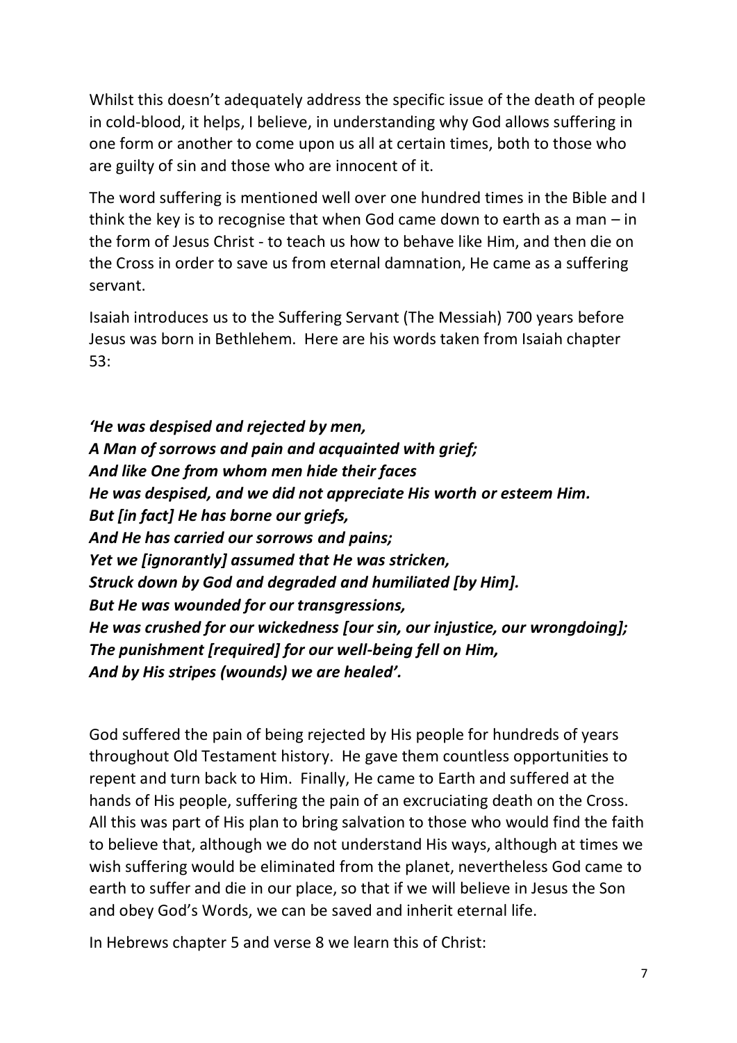Whilst this doesn't adequately address the specific issue of the death of people in cold-blood, it helps, I believe, in understanding why God allows suffering in one form or another to come upon us all at certain times, both to those who are guilty of sin and those who are innocent of it.

The word suffering is mentioned well over one hundred times in the Bible and I think the key is to recognise that when God came down to earth as a man – in the form of Jesus Christ - to teach us how to behave like Him, and then die on the Cross in order to save us from eternal damnation, He came as a suffering servant.

Isaiah introduces us to the Suffering Servant (The Messiah) 700 years before Jesus was born in Bethlehem. Here are his words taken from Isaiah chapter 53:

***'He was despised and rejected by men,***
***A Man of sorrows and pain and acquainted with grief;***
***And like One from whom men hide their faces***
***He was despised, and we did not appreciate His worth or esteem Him.***
***But [in fact] He has borne our griefs,***
***And He has carried our sorrows and pains;***
***Yet we [ignorantly] assumed that He was stricken,***
***Struck down by God and degraded and humiliated [by Him].***
***But He was wounded for our transgressions,***
***He was crushed for our wickedness [our sin, our injustice, our wrongdoing];***
***The punishment [required] for our well-being fell on Him,***
***And by His stripes (wounds) we are healed'.***

God suffered the pain of being rejected by His people for hundreds of years throughout Old Testament history. He gave them countless opportunities to repent and turn back to Him. Finally, He came to Earth and suffered at the hands of His people, suffering the pain of an excruciating death on the Cross. All this was part of His plan to bring salvation to those who would find the faith to believe that, although we do not understand His ways, although at times we wish suffering would be eliminated from the planet, nevertheless God came to earth to suffer and die in our place, so that if we will believe in Jesus the Son and obey God's Words, we can be saved and inherit eternal life.

In Hebrews chapter 5 and verse 8 we learn this of Christ: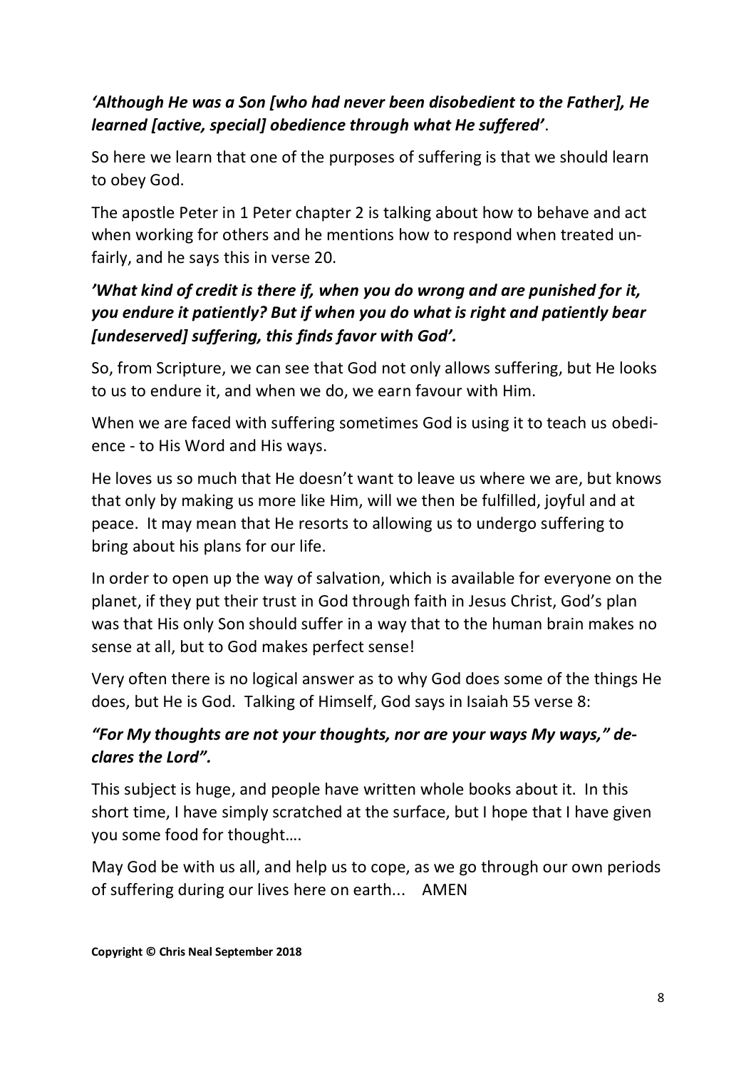***'Although He was a Son [who had never been disobedient to the Father], He learned [active, special] obedience through what He suffered'***.

So here we learn that one of the purposes of suffering is that we should learn to obey God.

The apostle Peter in 1 Peter chapter 2 is talking about how to behave and act when working for others and he mentions how to respond when treated unfairly, and he says this in verse 20.

***'What kind of credit is there if, when you do wrong and are punished for it, you endure it patiently? But if when you do what is right and patiently bear [undeserved] suffering, this finds favor with God'.***

So, from Scripture, we can see that God not only allows suffering, but He looks to us to endure it, and when we do, we earn favour with Him.

When we are faced with suffering sometimes God is using it to teach us obedience - to His Word and His ways.

He loves us so much that He doesn't want to leave us where we are, but knows that only by making us more like Him, will we then be fulfilled, joyful and at peace. It may mean that He resorts to allowing us to undergo suffering to bring about his plans for our life.

In order to open up the way of salvation, which is available for everyone on the planet, if they put their trust in God through faith in Jesus Christ, God's plan was that His only Son should suffer in a way that to the human brain makes no sense at all, but to God makes perfect sense!

Very often there is no logical answer as to why God does some of the things He does, but He is God. Talking of Himself, God says in Isaiah 55 verse 8:

***"For My thoughts are not your thoughts, nor are your ways My ways," declares the Lord".***

This subject is huge, and people have written whole books about it. In this short time, I have simply scratched at the surface, but I hope that I have given you some food for thought….

May God be with us all, and help us to cope, as we go through our own periods of suffering during our lives here on earth... AMEN

**Copyright © Chris Neal September 2018**